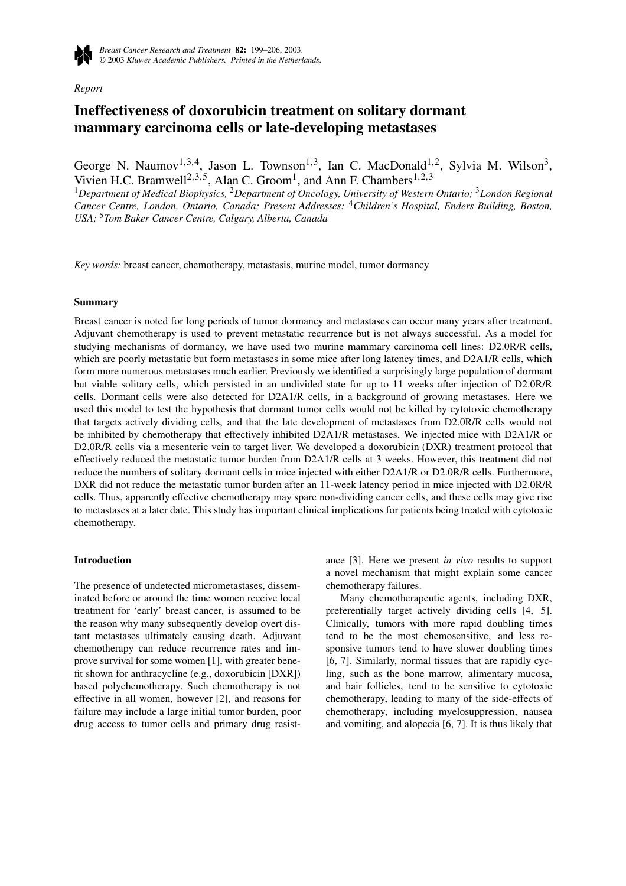*Report*

# Ineffectiveness of doxorubicin treatment on solitary dormant mammary carcinoma cells or late-developing metastases

George N. Naumov[1,3,4], Jason L. Townson[1,3], Ian C. MacDonald[1,2], Sylvia M. Wilson[3], Vivien H.C. Bramwell[2,3,5], Alan C. Groom[1], and Ann F. Chambers[1,2,3]

[1]*Department of Medical Biophysics,* [2]*Department of Oncology, University of Western Ontario;* [3]*London Regional Cancer Centre, London, Ontario, Canada; Present Addresses:* [4]*Children's Hospital, Enders Building, Boston, USA;* [5]*Tom Baker Cancer Centre, Calgary, Alberta, Canada*

*Key words:* breast cancer, chemotherapy, metastasis, murine model, tumor dormancy

## Summary

Breast cancer is noted for long periods of tumor dormancy and metastases can occur many years after treatment. Adjuvant chemotherapy is used to prevent metastatic recurrence but is not always successful. As a model for studying mechanisms of dormancy, we have used two murine mammary carcinoma cell lines: D2.0R/R cells, which are poorly metastatic but form metastases in some mice after long latency times, and D2A1/R cells, which form more numerous metastases much earlier. Previously we identified a surprisingly large population of dormant but viable solitary cells, which persisted in an undivided state for up to 11 weeks after injection of D2.0R/R cells. Dormant cells were also detected for D2A1/R cells, in a background of growing metastases. Here we used this model to test the hypothesis that dormant tumor cells would not be killed by cytotoxic chemotherapy that targets actively dividing cells, and that the late development of metastases from D2.0R/R cells would not be inhibited by chemotherapy that effectively inhibited D2A1/R metastases. We injected mice with D2A1/R or D2.0R/R cells via a mesenteric vein to target liver. We developed a doxorubicin (DXR) treatment protocol that effectively reduced the metastatic tumor burden from D2A1/R cells at 3 weeks. However, this treatment did not reduce the numbers of solitary dormant cells in mice injected with either D2A1/R or D2.0R/R cells. Furthermore, DXR did not reduce the metastatic tumor burden after an 11-week latency period in mice injected with D2.0R/R cells. Thus, apparently effective chemotherapy may spare non-dividing cancer cells, and these cells may give rise to metastases at a later date. This study has important clinical implications for patients being treated with cytotoxic chemotherapy.

## Introduction

The presence of undetected micrometastases, disseminated before or around the time women receive local treatment for 'early' breast cancer, is assumed to be the reason why many subsequently develop overt distant metastases ultimately causing death. Adjuvant chemotherapy can reduce recurrence rates and improve survival for some women [1], with greater benefit shown for anthracycline (e.g., doxorubicin [DXR]) based polychemotherapy. Such chemotherapy is not effective in all women, however [2], and reasons for failure may include a large initial tumor burden, poor drug access to tumor cells and primary drug resistance [3]. Here we present *in vivo* results to support a novel mechanism that might explain some cancer chemotherapy failures.

Many chemotherapeutic agents, including DXR, preferentially target actively dividing cells [4, 5]. Clinically, tumors with more rapid doubling times tend to be the most chemosensitive, and less responsive tumors tend to have slower doubling times [6, 7]. Similarly, normal tissues that are rapidly cycling, such as the bone marrow, alimentary mucosa, and hair follicles, tend to be sensitive to cytotoxic chemotherapy, leading to many of the side-effects of chemotherapy, including myelosuppression, nausea and vomiting, and alopecia [6, 7]. It is thus likely that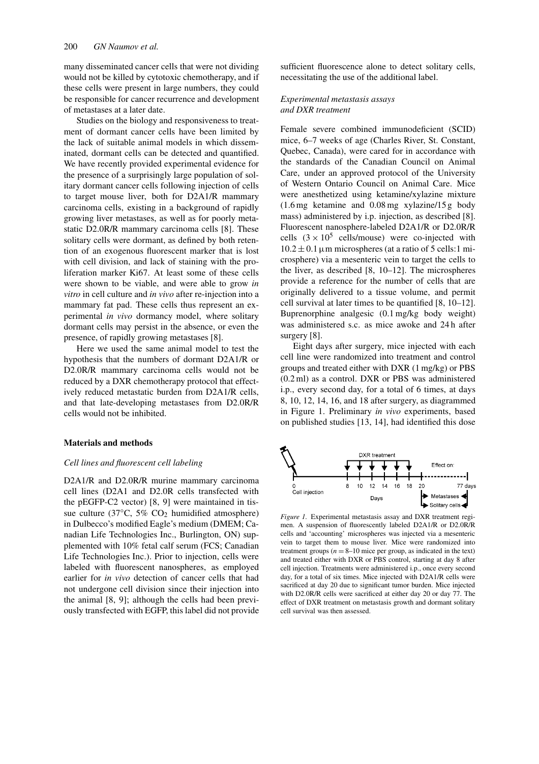many disseminated cancer cells that were not dividing would not be killed by cytotoxic chemotherapy, and if these cells were present in large numbers, they could be responsible for cancer recurrence and development of metastases at a later date.

Studies on the biology and responsiveness to treatment of dormant cancer cells have been limited by the lack of suitable animal models in which disseminated, dormant cells can be detected and quantified. We have recently provided experimental evidence for the presence of a surprisingly large population of solitary dormant cancer cells following injection of cells to target mouse liver, both for D2A1/R mammary carcinoma cells, existing in a background of rapidly growing liver metastases, as well as for poorly metastatic D2.0R/R mammary carcinoma cells [8]. These solitary cells were dormant, as defined by both retention of an exogenous fluorescent marker that is lost with cell division, and lack of staining with the proliferation marker Ki67. At least some of these cells were shown to be viable, and were able to grow *in vitro* in cell culture and *in vivo* after re-injection into a mammary fat pad. These cells thus represent an experimental *in vivo* dormancy model, where solitary dormant cells may persist in the absence, or even the presence, of rapidly growing metastases [8].

Here we used the same animal model to test the hypothesis that the numbers of dormant D2A1/R or D2.0R/R mammary carcinoma cells would not be reduced by a DXR chemotherapy protocol that effectively reduced metastatic burden from D2A1/R cells, and that late-developing metastases from D2.0R/R cells would not be inhibited.

## Materials and methods

### *Cell lines and fluorescent cell labeling*

D2A1/R and D2.0R/R murine mammary carcinoma cell lines (D2A1 and D2.0R cells transfected with the pEGFP-C2 vector) [8, 9] were maintained in tissue culture (37°C, 5% $CO_2$ humidified atmosphere) in Dulbecco's modified Eagle's medium (DMEM; Canadian Life Technologies Inc., Burlington, ON) supplemented with 10% fetal calf serum (FCS; Canadian Life Technologies Inc.). Prior to injection, cells were labeled with fluorescent nanospheres, as employed earlier for *in vivo* detection of cancer cells that had not undergone cell division since their injection into the animal [8, 9]; although the cells had been previously transfected with EGFP, this label did not provide sufficient fluorescence alone to detect solitary cells, necessitating the use of the additional label.

### *Experimental metastasis assays and DXR treatment*

Female severe combined immunodeficient (SCID) mice, 6–7 weeks of age (Charles River, St. Constant, Quebec, Canada), were cared for in accordance with the standards of the Canadian Council on Animal Care, under an approved protocol of the University of Western Ontario Council on Animal Care. Mice were anesthetized using ketamine/xylazine mixture (1.6 mg ketamine and 0.08 mg xylazine/15 g body mass) administered by i.p. injection, as described [8]. Fluorescent nanosphere-labeled D2A1/R or D2.0R/R cells ($3 \times 10^5$ cells/mouse) were co-injected with $10.2 \pm 0.1\,\mu$m microspheres (at a ratio of 5 cells:1 microsphere) via a mesenteric vein to target the cells to the liver, as described [8, 10–12]. The microspheres provide a reference for the number of cells that are originally delivered to a tissue volume, and permit cell survival at later times to be quantified [8, 10–12]. Buprenorphine analgesic (0.1 mg/kg body weight) was administered s.c. as mice awoke and 24 h after surgery [8].

Eight days after surgery, mice injected with each cell line were randomized into treatment and control groups and treated either with DXR (1 mg/kg) or PBS (0.2 ml) as a control. DXR or PBS was administered i.p., every second day, for a total of 6 times, at days 8, 10, 12, 14, 16, and 18 after surgery, as diagrammed in Figure 1. Preliminary *in vivo* experiments, based on published studies [13, 14], had identified this dose

*Figure 1.* Experimental metastasis assay and DXR treatment regimen. A suspension of fluorescently labeled D2A1/R or D2.0R/R cells and 'accounting' microspheres was injected via a mesenteric vein to target them to mouse liver. Mice were randomized into treatment groups ($n = 8$–10 mice per group, as indicated in the text) and treated either with DXR or PBS control, starting at day 8 after cell injection. Treatments were administered i.p., once every second day, for a total of six times. Mice injected with D2A1/R cells were sacrificed at day 20 due to significant tumor burden. Mice injected with D2.0R/R cells were sacrificed at either day 20 or day 77. The effect of DXR treatment on metastasis growth and dormant solitary cell survival was then assessed.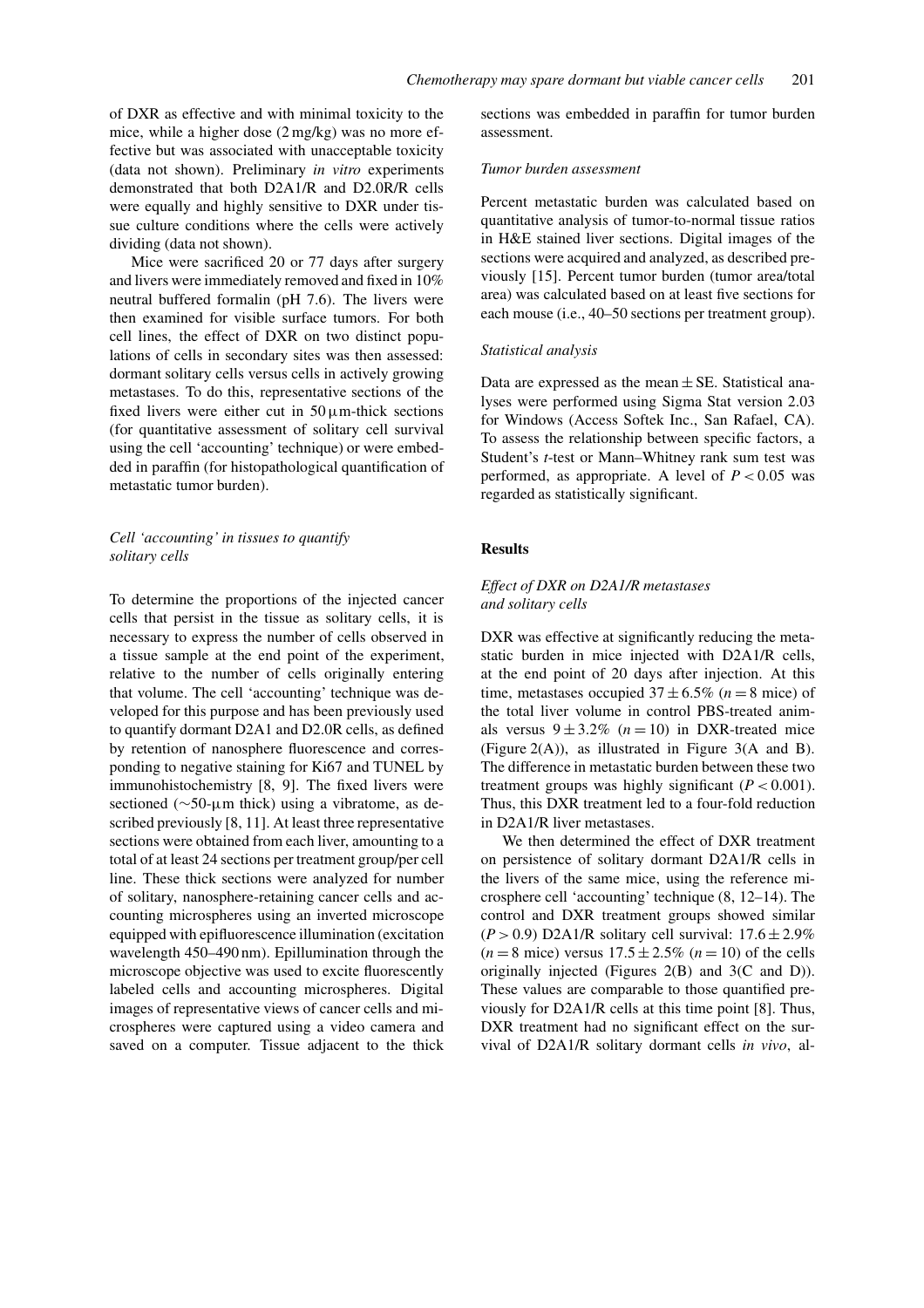of DXR as effective and with minimal toxicity to the mice, while a higher dose (2 mg/kg) was no more effective but was associated with unacceptable toxicity (data not shown). Preliminary *in vitro* experiments demonstrated that both D2A1/R and D2.0R/R cells were equally and highly sensitive to DXR under tissue culture conditions where the cells were actively dividing (data not shown).

Mice were sacrificed 20 or 77 days after surgery and livers were immediately removed and fixed in 10% neutral buffered formalin (pH 7.6). The livers were then examined for visible surface tumors. For both cell lines, the effect of DXR on two distinct populations of cells in secondary sites was then assessed: dormant solitary cells versus cells in actively growing metastases. To do this, representative sections of the fixed livers were either cut in 50 µm-thick sections (for quantitative assessment of solitary cell survival using the cell 'accounting' technique) or were embedded in paraffin (for histopathological quantification of metastatic tumor burden).

### *Cell 'accounting' in tissues to quantify solitary cells*

To determine the proportions of the injected cancer cells that persist in the tissue as solitary cells, it is necessary to express the number of cells observed in a tissue sample at the end point of the experiment, relative to the number of cells originally entering that volume. The cell 'accounting' technique was developed for this purpose and has been previously used to quantify dormant D2A1 and D2.0R cells, as defined by retention of nanosphere fluorescence and corresponding to negative staining for Ki67 and TUNEL by immunohistochemistry [8, 9]. The fixed livers were sectioned (∼50-µm thick) using a vibratome, as described previously [8, 11]. At least three representative sections were obtained from each liver, amounting to a total of at least 24 sections per treatment group/per cell line. These thick sections were analyzed for number of solitary, nanosphere-retaining cancer cells and accounting microspheres using an inverted microscope equipped with epifluorescence illumination (excitation wavelength 450–490 nm). Epillumination through the microscope objective was used to excite fluorescently labeled cells and accounting microspheres. Digital images of representative views of cancer cells and microspheres were captured using a video camera and saved on a computer. Tissue adjacent to the thick sections was embedded in paraffin for tumor burden assessment.

### *Tumor burden assessment*

Percent metastatic burden was calculated based on quantitative analysis of tumor-to-normal tissue ratios in H&E stained liver sections. Digital images of the sections were acquired and analyzed, as described previously [15]. Percent tumor burden (tumor area/total area) was calculated based on at least five sections for each mouse (i.e., 40–50 sections per treatment group).

### *Statistical analysis*

Data are expressed as the mean ± SE. Statistical analyses were performed using Sigma Stat version 2.03 for Windows (Access Softek Inc., San Rafael, CA). To assess the relationship between specific factors, a Student's *t*-test or Mann–Whitney rank sum test was performed, as appropriate. A level of $P < 0.05$ was regarded as statistically significant.

## Results

### *Effect of DXR on D2A1/R metastases and solitary cells*

DXR was effective at significantly reducing the metastatic burden in mice injected with D2A1/R cells, at the end point of 20 days after injection. At this time, metastases occupied $37 \pm 6.5\%$ ($n = 8$ mice) of the total liver volume in control PBS-treated animals versus $9 \pm 3.2\%$ ($n = 10$) in DXR-treated mice (Figure 2(A)), as illustrated in Figure 3(A and B). The difference in metastatic burden between these two treatment groups was highly significant ($P < 0.001$). Thus, this DXR treatment led to a four-fold reduction in D2A1/R liver metastases.

We then determined the effect of DXR treatment on persistence of solitary dormant D2A1/R cells in the livers of the same mice, using the reference microsphere cell 'accounting' technique (8, 12–14). The control and DXR treatment groups showed similar ($P > 0.9$) D2A1/R solitary cell survival: $17.6 \pm 2.9\%$ ($n = 8$ mice) versus $17.5 \pm 2.5\%$ ($n = 10$) of the cells originally injected (Figures 2(B) and 3(C and D)). These values are comparable to those quantified previously for D2A1/R cells at this time point [8]. Thus, DXR treatment had no significant effect on the survival of D2A1/R solitary dormant cells *in vivo*, al-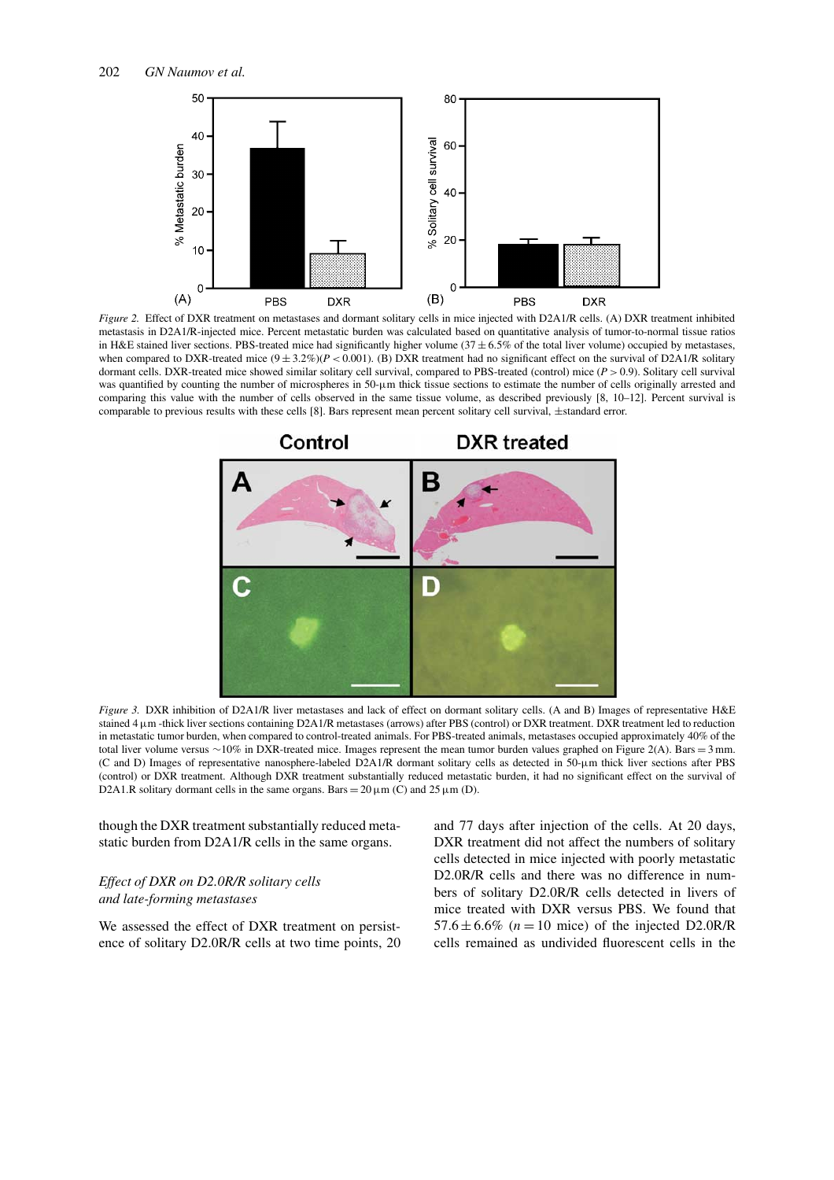*Figure 2.* Effect of DXR treatment on metastases and dormant solitary cells in mice injected with D2A1/R cells. (A) DXR treatment inhibited metastasis in D2A1/R-injected mice. Percent metastatic burden was calculated based on quantitative analysis of tumor-to-normal tissue ratios in H&E stained liver sections. PBS-treated mice had significantly higher volume ($37 \pm 6.5\%$ of the total liver volume) occupied by metastases, when compared to DXR-treated mice ($9 \pm 3.2\%$)($P < 0.001$). (B) DXR treatment had no significant effect on the survival of D2A1/R solitary dormant cells. DXR-treated mice showed similar solitary cell survival, compared to PBS-treated (control) mice ($P > 0.9$). Solitary cell survival was quantified by counting the number of microspheres in 50-μm thick tissue sections to estimate the number of cells originally arrested and comparing this value with the number of cells observed in the same tissue volume, as described previously [8, 10–12]. Percent survival is comparable to previous results with these cells [8]. Bars represent mean percent solitary cell survival, ±standard error.

*Figure 3.* DXR inhibition of D2A1/R liver metastases and lack of effect on dormant solitary cells. (A and B) Images of representative H&E stained 4 μm -thick liver sections containing D2A1/R metastases (arrows) after PBS (control) or DXR treatment. DXR treatment led to reduction in metastatic tumor burden, when compared to control-treated animals. For PBS-treated animals, metastases occupied approximately 40% of the total liver volume versus ∼10% in DXR-treated mice. Images represent the mean tumor burden values graphed on Figure 2(A). Bars = 3 mm. (C and D) Images of representative nanosphere-labeled D2A1/R dormant solitary cells as detected in 50-μm thick liver sections after PBS (control) or DXR treatment. Although DXR treatment substantially reduced metastatic burden, it had no significant effect on the survival of D2A1.R solitary dormant cells in the same organs. Bars = 20 μm (C) and 25 μm (D).

though the DXR treatment substantially reduced metastatic burden from D2A1/R cells in the same organs.

### *Effect of DXR on D2.0R/R solitary cells and late-forming metastases*

We assessed the effect of DXR treatment on persistence of solitary D2.0R/R cells at two time points, 20 and 77 days after injection of the cells. At 20 days, DXR treatment did not affect the numbers of solitary cells detected in mice injected with poorly metastatic D2.0R/R cells and there was no difference in numbers of solitary D2.0R/R cells detected in livers of mice treated with DXR versus PBS. We found that $57.6 \pm 6.6\%$ ($n = 10$ mice) of the injected D2.0R/R cells remained as undivided fluorescent cells in the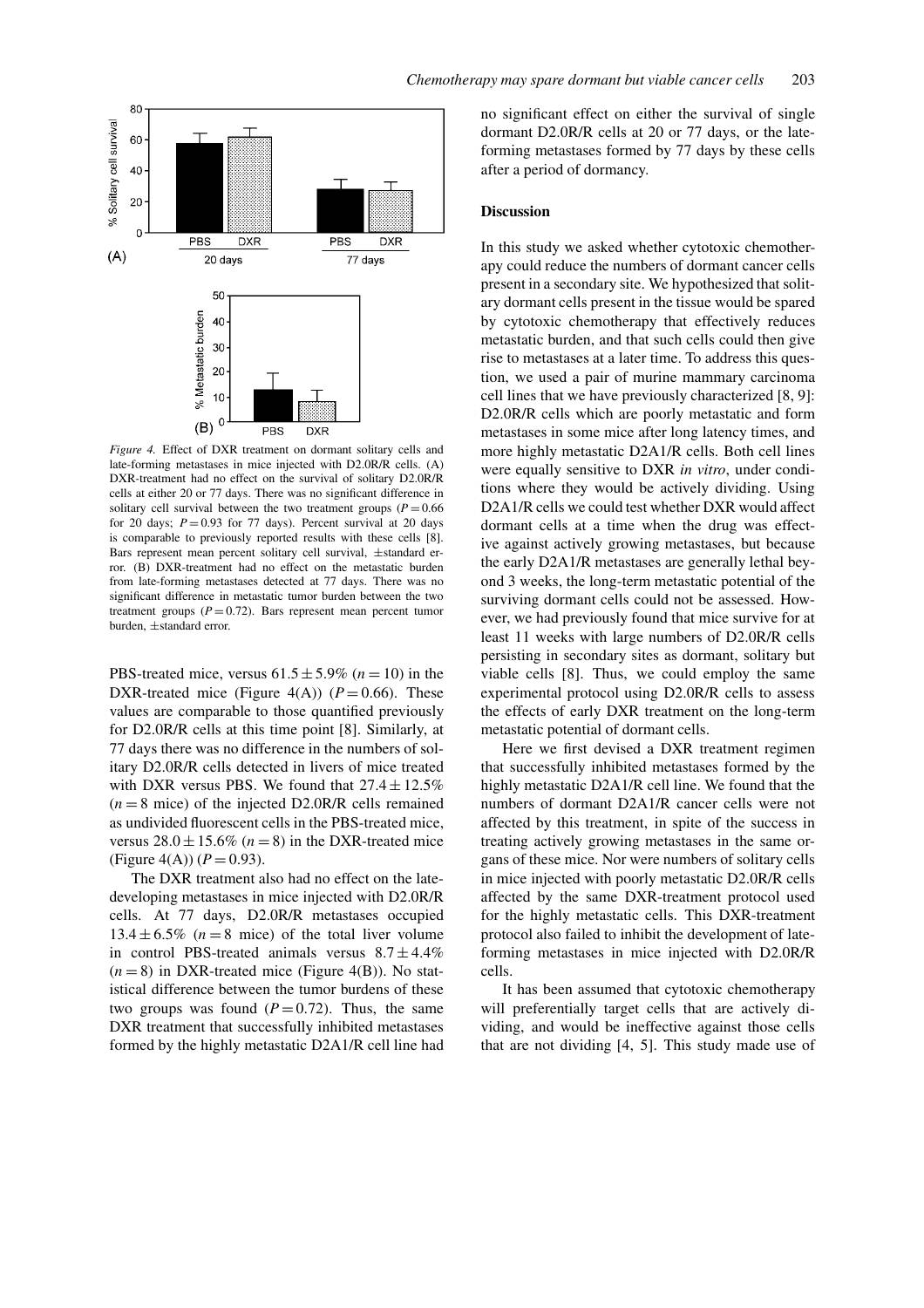*Figure 4.* Effect of DXR treatment on dormant solitary cells and late-forming metastases in mice injected with D2.0R/R cells. (A) DXR-treatment had no effect on the survival of solitary D2.0R/R cells at either 20 or 77 days. There was no significant difference in solitary cell survival between the two treatment groups ($P = 0.66$ for 20 days; $P = 0.93$ for 77 days). Percent survival at 20 days is comparable to previously reported results with these cells [8]. Bars represent mean percent solitary cell survival, ±standard error. (B) DXR-treatment had no effect on the metastatic burden from late-forming metastases detected at 77 days. There was no significant difference in metastatic tumor burden between the two treatment groups ($P = 0.72$). Bars represent mean percent tumor burden, ±standard error.

PBS-treated mice, versus $61.5 \pm 5.9\%$ ($n = 10$) in the DXR-treated mice (Figure 4(A)) ($P = 0.66$). These values are comparable to those quantified previously for D2.0R/R cells at this time point [8]. Similarly, at 77 days there was no difference in the numbers of solitary D2.0R/R cells detected in livers of mice treated with DXR versus PBS. We found that $27.4 \pm 12.5\%$ ($n = 8$ mice) of the injected D2.0R/R cells remained as undivided fluorescent cells in the PBS-treated mice, versus $28.0 \pm 15.6\%$ ($n = 8$) in the DXR-treated mice (Figure 4(A)) ($P = 0.93$).

The DXR treatment also had no effect on the late-developing metastases in mice injected with D2.0R/R cells. At 77 days, D2.0R/R metastases occupied $13.4 \pm 6.5\%$ ($n = 8$ mice) of the total liver volume in control PBS-treated animals versus $8.7 \pm 4.4\%$ ($n = 8$) in DXR-treated mice (Figure 4(B)). No statistical difference between the tumor burdens of these two groups was found ($P = 0.72$). Thus, the same DXR treatment that successfully inhibited metastases formed by the highly metastatic D2A1/R cell line had no significant effect on either the survival of single dormant D2.0R/R cells at 20 or 77 days, or the late-forming metastases formed by 77 days by these cells after a period of dormancy.

## Discussion

In this study we asked whether cytotoxic chemotherapy could reduce the numbers of dormant cancer cells present in a secondary site. We hypothesized that solitary dormant cells present in the tissue would be spared by cytotoxic chemotherapy that effectively reduces metastatic burden, and that such cells could then give rise to metastases at a later time. To address this question, we used a pair of murine mammary carcinoma cell lines that we have previously characterized [8, 9]: D2.0R/R cells which are poorly metastatic and form metastases in some mice after long latency times, and more highly metastatic D2A1/R cells. Both cell lines were equally sensitive to DXR *in vitro*, under conditions where they would be actively dividing. Using D2A1/R cells we could test whether DXR would affect dormant cells at a time when the drug was effective against actively growing metastases, but because the early D2A1/R metastases are generally lethal beyond 3 weeks, the long-term metastatic potential of the surviving dormant cells could not be assessed. However, we had previously found that mice survive for at least 11 weeks with large numbers of D2.0R/R cells persisting in secondary sites as dormant, solitary but viable cells [8]. Thus, we could employ the same experimental protocol using D2.0R/R cells to assess the effects of early DXR treatment on the long-term metastatic potential of dormant cells.

Here we first devised a DXR treatment regimen that successfully inhibited metastases formed by the highly metastatic D2A1/R cell line. We found that the numbers of dormant D2A1/R cancer cells were not affected by this treatment, in spite of the success in treating actively growing metastases in the same organs of these mice. Nor were numbers of solitary cells in mice injected with poorly metastatic D2.0R/R cells affected by the same DXR-treatment protocol used for the highly metastatic cells. This DXR-treatment protocol also failed to inhibit the development of late-forming metastases in mice injected with D2.0R/R cells.

It has been assumed that cytotoxic chemotherapy will preferentially target cells that are actively dividing, and would be ineffective against those cells that are not dividing [4, 5]. This study made use of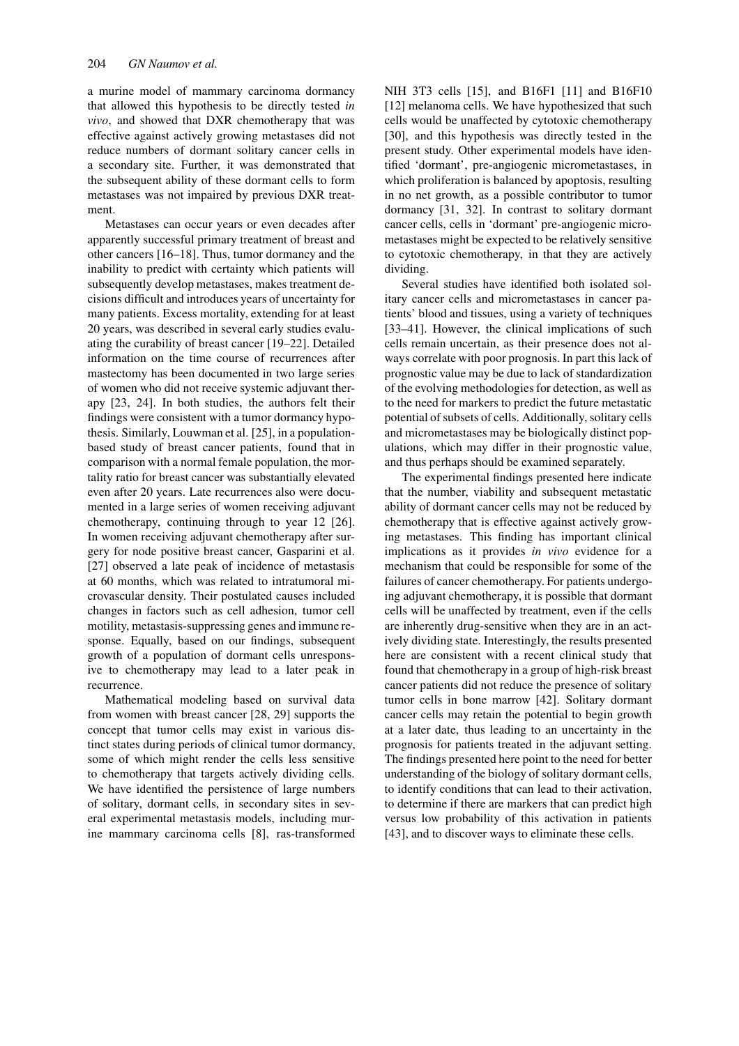a murine model of mammary carcinoma dormancy that allowed this hypothesis to be directly tested *in vivo*, and showed that DXR chemotherapy that was effective against actively growing metastases did not reduce numbers of dormant solitary cancer cells in a secondary site. Further, it was demonstrated that the subsequent ability of these dormant cells to form metastases was not impaired by previous DXR treatment.

Metastases can occur years or even decades after apparently successful primary treatment of breast and other cancers [16–18]. Thus, tumor dormancy and the inability to predict with certainty which patients will subsequently develop metastases, makes treatment decisions difficult and introduces years of uncertainty for many patients. Excess mortality, extending for at least 20 years, was described in several early studies evaluating the curability of breast cancer [19–22]. Detailed information on the time course of recurrences after mastectomy has been documented in two large series of women who did not receive systemic adjuvant therapy [23, 24]. In both studies, the authors felt their findings were consistent with a tumor dormancy hypothesis. Similarly, Louwman et al. [25], in a population-based study of breast cancer patients, found that in comparison with a normal female population, the mortality ratio for breast cancer was substantially elevated even after 20 years. Late recurrences also were documented in a large series of women receiving adjuvant chemotherapy, continuing through to year 12 [26]. In women receiving adjuvant chemotherapy after surgery for node positive breast cancer, Gasparini et al. [27] observed a late peak of incidence of metastasis at 60 months, which was related to intratumoral microvascular density. Their postulated causes included changes in factors such as cell adhesion, tumor cell motility, metastasis-suppressing genes and immune response. Equally, based on our findings, subsequent growth of a population of dormant cells unresponsive to chemotherapy may lead to a later peak in recurrence.

Mathematical modeling based on survival data from women with breast cancer [28, 29] supports the concept that tumor cells may exist in various distinct states during periods of clinical tumor dormancy, some of which might render the cells less sensitive to chemotherapy that targets actively dividing cells. We have identified the persistence of large numbers of solitary, dormant cells, in secondary sites in several experimental metastasis models, including murine mammary carcinoma cells [8], ras-transformed NIH 3T3 cells [15], and B16F1 [11] and B16F10 [12] melanoma cells. We have hypothesized that such cells would be unaffected by cytotoxic chemotherapy [30], and this hypothesis was directly tested in the present study. Other experimental models have identified 'dormant', pre-angiogenic micrometastases, in which proliferation is balanced by apoptosis, resulting in no net growth, as a possible contributor to tumor dormancy [31, 32]. In contrast to solitary dormant cancer cells, cells in 'dormant' pre-angiogenic micrometastases might be expected to be relatively sensitive to cytotoxic chemotherapy, in that they are actively dividing.

Several studies have identified both isolated solitary cancer cells and micrometastases in cancer patients' blood and tissues, using a variety of techniques [33–41]. However, the clinical implications of such cells remain uncertain, as their presence does not always correlate with poor prognosis. In part this lack of prognostic value may be due to lack of standardization of the evolving methodologies for detection, as well as to the need for markers to predict the future metastatic potential of subsets of cells. Additionally, solitary cells and micrometastases may be biologically distinct populations, which may differ in their prognostic value, and thus perhaps should be examined separately.

The experimental findings presented here indicate that the number, viability and subsequent metastatic ability of dormant cancer cells may not be reduced by chemotherapy that is effective against actively growing metastases. This finding has important clinical implications as it provides *in vivo* evidence for a mechanism that could be responsible for some of the failures of cancer chemotherapy. For patients undergoing adjuvant chemotherapy, it is possible that dormant cells will be unaffected by treatment, even if the cells are inherently drug-sensitive when they are in an actively dividing state. Interestingly, the results presented here are consistent with a recent clinical study that found that chemotherapy in a group of high-risk breast cancer patients did not reduce the presence of solitary tumor cells in bone marrow [42]. Solitary dormant cancer cells may retain the potential to begin growth at a later date, thus leading to an uncertainty in the prognosis for patients treated in the adjuvant setting. The findings presented here point to the need for better understanding of the biology of solitary dormant cells, to identify conditions that can lead to their activation, to determine if there are markers that can predict high versus low probability of this activation in patients [43], and to discover ways to eliminate these cells.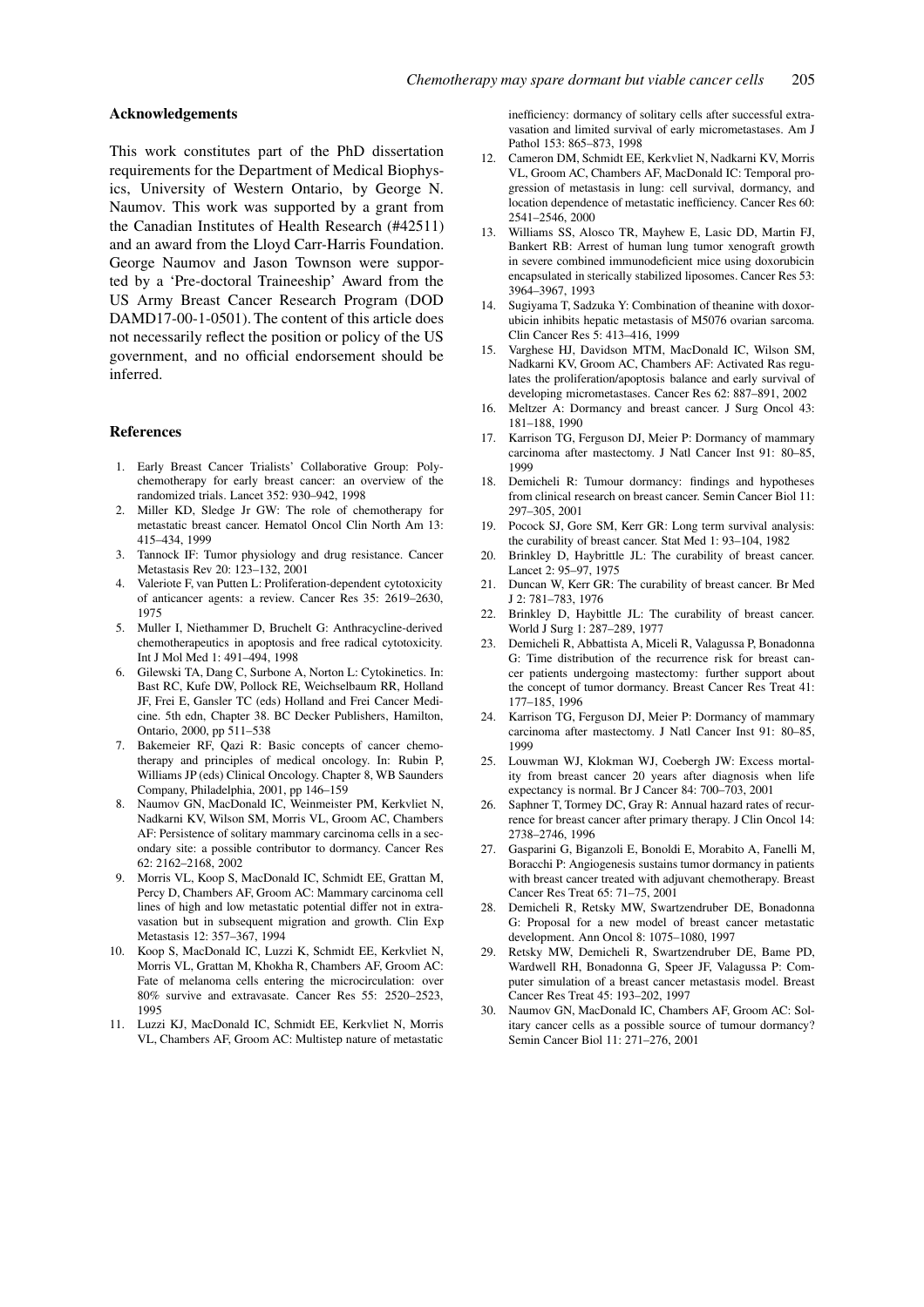## Acknowledgements

This work constitutes part of the PhD dissertation requirements for the Department of Medical Biophysics, University of Western Ontario, by George N. Naumov. This work was supported by a grant from the Canadian Institutes of Health Research (#42511) and an award from the Lloyd Carr-Harris Foundation. George Naumov and Jason Townson were supported by a 'Pre-doctoral Traineeship' Award from the US Army Breast Cancer Research Program (DOD DAMD17-00-1-0501). The content of this article does not necessarily reflect the position or policy of the US government, and no official endorsement should be inferred.

## References

1. Early Breast Cancer Trialists' Collaborative Group: Polychemotherapy for early breast cancer: an overview of the randomized trials. Lancet 352: 930–942, 1998
2. Miller KD, Sledge Jr GW: The role of chemotherapy for metastatic breast cancer. Hematol Oncol Clin North Am 13: 415–434, 1999
3. Tannock IF: Tumor physiology and drug resistance. Cancer Metastasis Rev 20: 123–132, 2001
4. Valeriote F, van Putten L: Proliferation-dependent cytotoxicity of anticancer agents: a review. Cancer Res 35: 2619–2630, 1975
5. Muller I, Niethammer D, Bruchelt G: Anthracycline-derived chemotherapeutics in apoptosis and free radical cytotoxicity. Int J Mol Med 1: 491–494, 1998
6. Gilewski TA, Dang C, Surbone A, Norton L: Cytokinetics. In: Bast RC, Kufe DW, Pollock RE, Weichselbaum RR, Holland JF, Frei E, Gansler TC (eds) Holland and Frei Cancer Medicine. 5th edn, Chapter 38. BC Decker Publishers, Hamilton, Ontario, 2000, pp 511–538
7. Bakemeier RF, Qazi R: Basic concepts of cancer chemotherapy and principles of medical oncology. In: Rubin P, Williams JP (eds) Clinical Oncology. Chapter 8, WB Saunders Company, Philadelphia, 2001, pp 146–159
8. Naumov GN, MacDonald IC, Weinmeister PM, Kerkvliet N, Nadkarni KV, Wilson SM, Morris VL, Groom AC, Chambers AF: Persistence of solitary mammary carcinoma cells in a secondary site: a possible contributor to dormancy. Cancer Res 62: 2162–2168, 2002
9. Morris VL, Koop S, MacDonald IC, Schmidt EE, Grattan M, Percy D, Chambers AF, Groom AC: Mammary carcinoma cell lines of high and low metastatic potential differ not in extravasation but in subsequent migration and growth. Clin Exp Metastasis 12: 357–367, 1994
10. Koop S, MacDonald IC, Luzzi K, Schmidt EE, Kerkvliet N, Morris VL, Grattan M, Khokha R, Chambers AF, Groom AC: Fate of melanoma cells entering the microcirculation: over 80% survive and extravasate. Cancer Res 55: 2520–2523, 1995
11. Luzzi KJ, MacDonald IC, Schmidt EE, Kerkvliet N, Morris VL, Chambers AF, Groom AC: Multistep nature of metastatic inefficiency: dormancy of solitary cells after successful extravasation and limited survival of early micrometastases. Am J Pathol 153: 865–873, 1998
12. Cameron DM, Schmidt EE, Kerkvliet N, Nadkarni KV, Morris VL, Groom AC, Chambers AF, MacDonald IC: Temporal progression of metastasis in lung: cell survival, dormancy, and location dependence of metastatic inefficiency. Cancer Res 60: 2541–2546, 2000
13. Williams SS, Alosco TR, Mayhew E, Lasic DD, Martin FJ, Bankert RB: Arrest of human lung tumor xenograft growth in severe combined immunodeficient mice using doxorubicin encapsulated in sterically stabilized liposomes. Cancer Res 53: 3964–3967, 1993
14. Sugiyama T, Sadzuka Y: Combination of theanine with doxorubicin inhibits hepatic metastasis of M5076 ovarian sarcoma. Clin Cancer Res 5: 413–416, 1999
15. Varghese HJ, Davidson MTM, MacDonald IC, Wilson SM, Nadkarni KV, Groom AC, Chambers AF: Activated Ras regulates the proliferation/apoptosis balance and early survival of developing micrometastases. Cancer Res 62: 887–891, 2002
16. Meltzer A: Dormancy and breast cancer. J Surg Oncol 43: 181–188, 1990
17. Karrison TG, Ferguson DJ, Meier P: Dormancy of mammary carcinoma after mastectomy. J Natl Cancer Inst 91: 80–85, 1999
18. Demicheli R: Tumour dormancy: findings and hypotheses from clinical research on breast cancer. Semin Cancer Biol 11: 297–305, 2001
19. Pocock SJ, Gore SM, Kerr GR: Long term survival analysis: the curability of breast cancer. Stat Med 1: 93–104, 1982
20. Brinkley D, Haybrittle JL: The curability of breast cancer. Lancet 2: 95–97, 1975
21. Duncan W, Kerr GR: The curability of breast cancer. Br Med J 2: 781–783, 1976
22. Brinkley D, Haybittle JL: The curability of breast cancer. World J Surg 1: 287–289, 1977
23. Demicheli R, Abbattista A, Miceli R, Valagussa P, Bonadonna G: Time distribution of the recurrence risk for breast cancer patients undergoing mastectomy: further support about the concept of tumor dormancy. Breast Cancer Res Treat 41: 177–185, 1996
24. Karrison TG, Ferguson DJ, Meier P: Dormancy of mammary carcinoma after mastectomy. J Natl Cancer Inst 91: 80–85, 1999
25. Louwman WJ, Klokman WJ, Coebergh JW: Excess mortality from breast cancer 20 years after diagnosis when life expectancy is normal. Br J Cancer 84: 700–703, 2001
26. Saphner T, Tormey DC, Gray R: Annual hazard rates of recurrence for breast cancer after primary therapy. J Clin Oncol 14: 2738–2746, 1996
27. Gasparini G, Biganzoli E, Bonoldi E, Morabito A, Fanelli M, Boracchi P: Angiogenesis sustains tumor dormancy in patients with breast cancer treated with adjuvant chemotherapy. Breast Cancer Res Treat 65: 71–75, 2001
28. Demicheli R, Retsky MW, Swartzendruber DE, Bonadonna G: Proposal for a new model of breast cancer metastatic development. Ann Oncol 8: 1075–1080, 1997
29. Retsky MW, Demicheli R, Swartzendruber DE, Bame PD, Wardwell RH, Bonadonna G, Speer JF, Valagussa P: Computer simulation of a breast cancer metastasis model. Breast Cancer Res Treat 45: 193–202, 1997
30. Naumov GN, MacDonald IC, Chambers AF, Groom AC: Solitary cancer cells as a possible source of tumour dormancy? Semin Cancer Biol 11: 271–276, 2001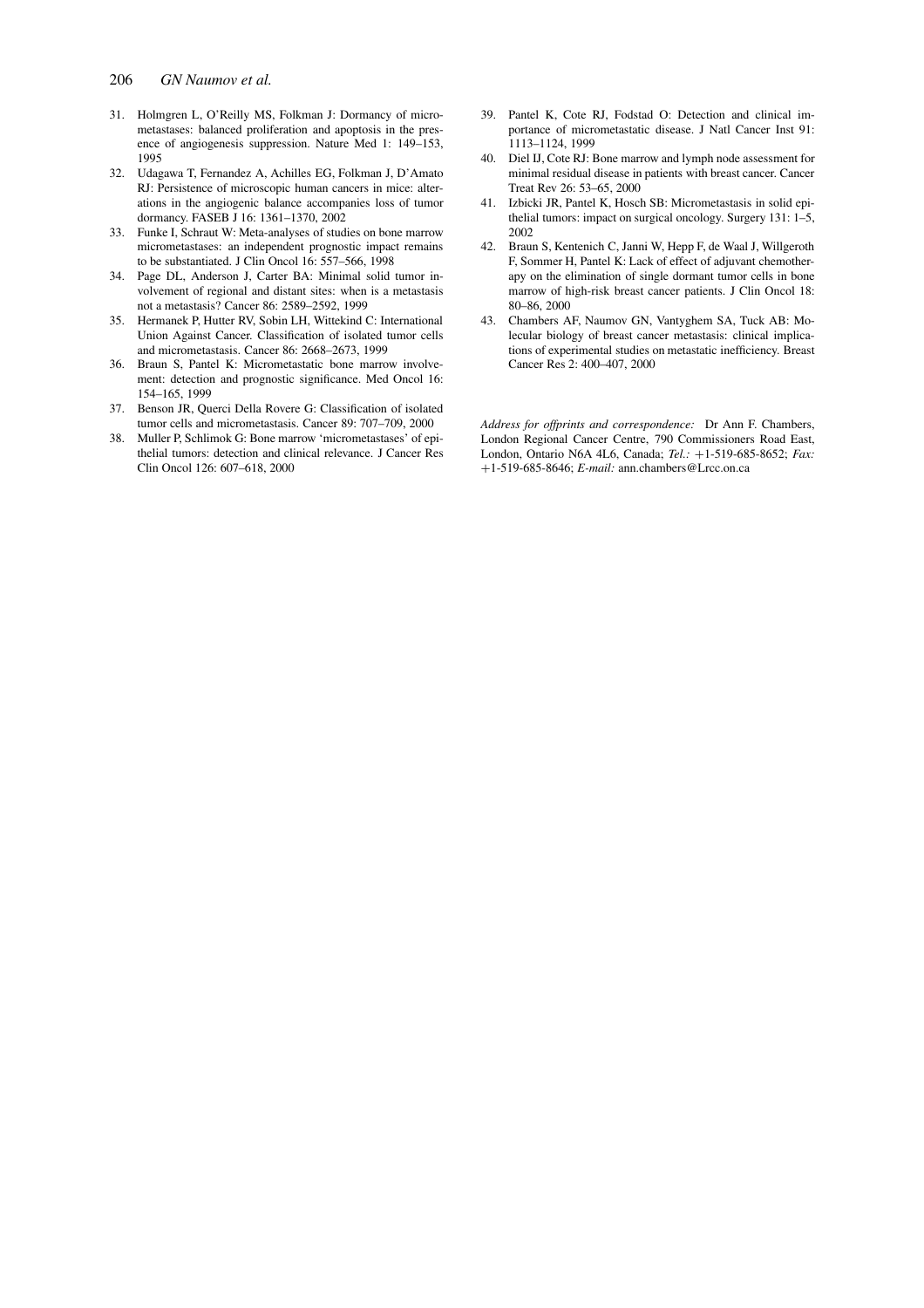31. Holmgren L, O'Reilly MS, Folkman J: Dormancy of micrometastases: balanced proliferation and apoptosis in the presence of angiogenesis suppression. Nature Med 1: 149–153, 1995
32. Udagawa T, Fernandez A, Achilles EG, Folkman J, D'Amato RJ: Persistence of microscopic human cancers in mice: alterations in the angiogenic balance accompanies loss of tumor dormancy. FASEB J 16: 1361–1370, 2002
33. Funke I, Schraut W: Meta-analyses of studies on bone marrow micrometastases: an independent prognostic impact remains to be substantiated. J Clin Oncol 16: 557–566, 1998
34. Page DL, Anderson J, Carter BA: Minimal solid tumor involvement of regional and distant sites: when is a metastasis not a metastasis? Cancer 86: 2589–2592, 1999
35. Hermanek P, Hutter RV, Sobin LH, Wittekind C: International Union Against Cancer. Classification of isolated tumor cells and micrometastasis. Cancer 86: 2668–2673, 1999
36. Braun S, Pantel K: Micrometastatic bone marrow involvement: detection and prognostic significance. Med Oncol 16: 154–165, 1999
37. Benson JR, Querci Della Rovere G: Classification of isolated tumor cells and micrometastasis. Cancer 89: 707–709, 2000
38. Muller P, Schlimok G: Bone marrow 'micrometastases' of epithelial tumors: detection and clinical relevance. J Cancer Res Clin Oncol 126: 607–618, 2000
39. Pantel K, Cote RJ, Fodstad O: Detection and clinical importance of micrometastatic disease. J Natl Cancer Inst 91: 1113–1124, 1999
40. Diel IJ, Cote RJ: Bone marrow and lymph node assessment for minimal residual disease in patients with breast cancer. Cancer Treat Rev 26: 53–65, 2000
41. Izbicki JR, Pantel K, Hosch SB: Micrometastasis in solid epithelial tumors: impact on surgical oncology. Surgery 131: 1–5, 2002
42. Braun S, Kentenich C, Janni W, Hepp F, de Waal J, Willgeroth F, Sommer H, Pantel K: Lack of effect of adjuvant chemotherapy on the elimination of single dormant tumor cells in bone marrow of high-risk breast cancer patients. J Clin Oncol 18: 80–86, 2000
43. Chambers AF, Naumov GN, Vantyghem SA, Tuck AB: Molecular biology of breast cancer metastasis: clinical implications of experimental studies on metastatic inefficiency. Breast Cancer Res 2: 400–407, 2000

*Address for offprints and correspondence:* Dr Ann F. Chambers, London Regional Cancer Centre, 790 Commissioners Road East, London, Ontario N6A 4L6, Canada; *Tel.:* +1-519-685-8652; *Fax:* +1-519-685-8646; *E-mail:* ann.chambers@Lrcc.on.ca